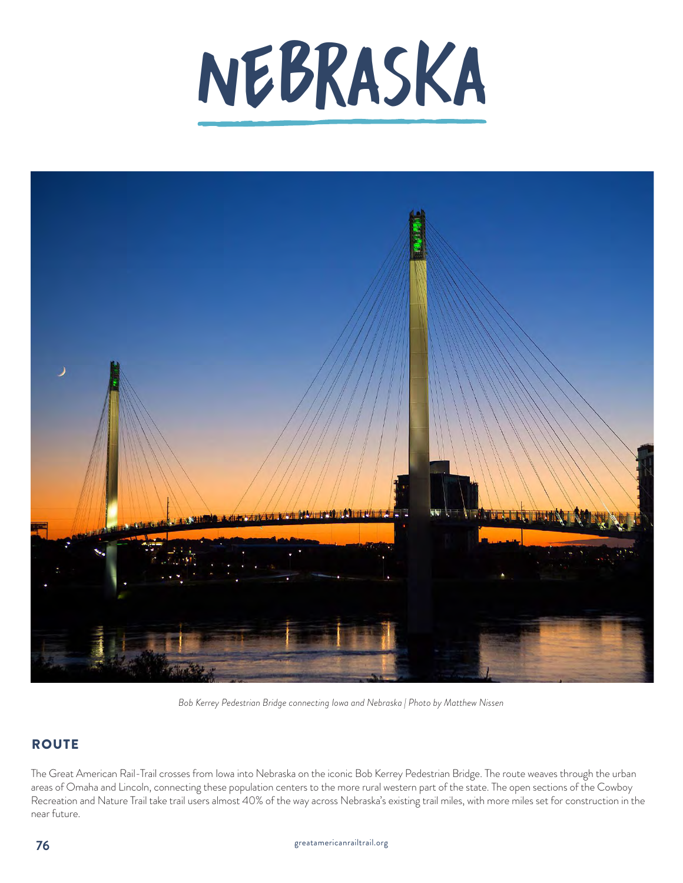# NEBRASKA

*Bob Kerrey Pedestrian Bridge connecting Iowa and Nebraska | Photo by Matthew Nissen*

## ROUTE

The Great American Rail-Trail crosses from Iowa into Nebraska on the iconic Bob Kerrey Pedestrian Bridge. The route weaves through the urban areas of Omaha and Lincoln, connecting these population centers to the more rural western part of the state. The open sections of the Cowboy Recreation and Nature Trail take trail users almost 40% of the way across Nebraska's existing trail miles, with more miles set for construction in the near future.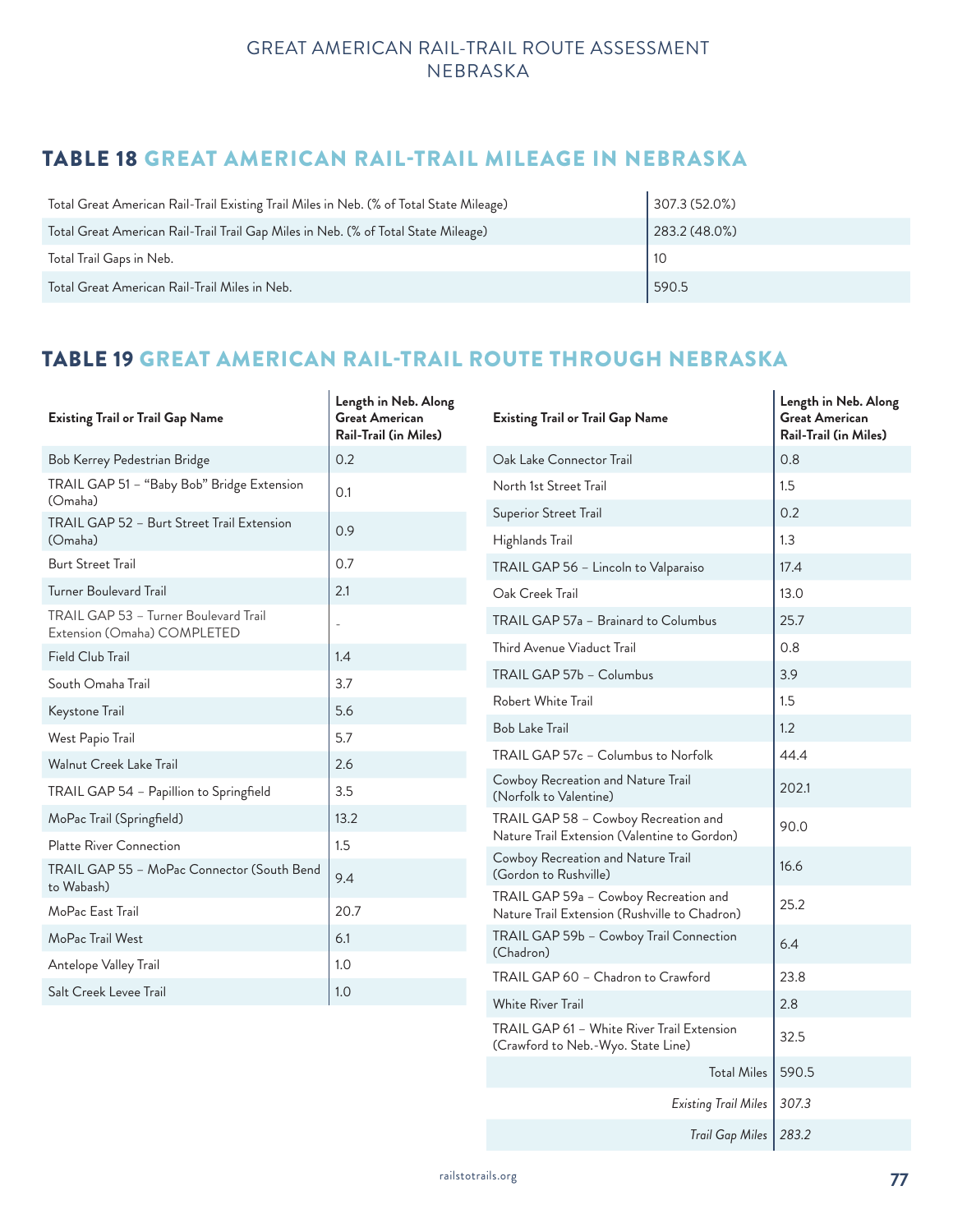## TABLE 18 GREAT AMERICAN RAIL-TRAIL MILEAGE IN NEBRASKA

| | |
|---|---|
| Total Great American Rail-Trail Existing Trail Miles in Neb. (% of Total State Mileage) | 307.3 (52.0%) |
| Total Great American Rail-Trail Trail Gap Miles in Neb. (% of Total State Mileage) | 283.2 (48.0%) |
| Total Trail Gaps in Neb. | 10 |
| Total Great American Rail-Trail Miles in Neb. | 590.5 |

## TABLE 19 GREAT AMERICAN RAIL-TRAIL ROUTE THROUGH NEBRASKA

| Existing Trail or Trail Gap Name | Length in Neb. Along Great American Rail-Trail (in Miles) |
|---|---|
| Bob Kerrey Pedestrian Bridge | 0.2 |
| TRAIL GAP 51 – "Baby Bob" Bridge Extension (Omaha) | 0.1 |
| TRAIL GAP 52 – Burt Street Trail Extension (Omaha) | 0.9 |
| Burt Street Trail | 0.7 |
| Turner Boulevard Trail | 2.1 |
| TRAIL GAP 53 – Turner Boulevard Trail Extension (Omaha) COMPLETED | - |
| Field Club Trail | 1.4 |
| South Omaha Trail | 3.7 |
| Keystone Trail | 5.6 |
| West Papio Trail | 5.7 |
| Walnut Creek Lake Trail | 2.6 |
| TRAIL GAP 54 – Papillion to Springfield | 3.5 |
| MoPac Trail (Springfield) | 13.2 |
| Platte River Connection | 1.5 |
| TRAIL GAP 55 – MoPac Connector (South Bend to Wabash) | 9.4 |
| MoPac East Trail | 20.7 |
| MoPac Trail West | 6.1 |
| Antelope Valley Trail | 1.0 |
| Salt Creek Levee Trail | 1.0 |
| Oak Lake Connector Trail | 0.8 |
| North 1st Street Trail | 1.5 |
| Superior Street Trail | 0.2 |
| Highlands Trail | 1.3 |
| TRAIL GAP 56 – Lincoln to Valparaiso | 17.4 |
| Oak Creek Trail | 13.0 |
| TRAIL GAP 57a – Brainard to Columbus | 25.7 |
| Third Avenue Viaduct Trail | 0.8 |
| TRAIL GAP 57b – Columbus | 3.9 |
| Robert White Trail | 1.5 |
| Bob Lake Trail | 1.2 |
| TRAIL GAP 57c – Columbus to Norfolk | 44.4 |
| Cowboy Recreation and Nature Trail (Norfolk to Valentine) | 202.1 |
| TRAIL GAP 58 – Cowboy Recreation and Nature Trail Extension (Valentine to Gordon) | 90.0 |
| Cowboy Recreation and Nature Trail (Gordon to Rushville) | 16.6 |
| TRAIL GAP 59a – Cowboy Recreation and Nature Trail Extension (Rushville to Chadron) | 25.2 |
| TRAIL GAP 59b – Cowboy Trail Connection (Chadron) | 6.4 |
| TRAIL GAP 60 – Chadron to Crawford | 23.8 |
| White River Trail | 2.8 |
| TRAIL GAP 61 – White River Trail Extension (Crawford to Neb.-Wyo. State Line) | 32.5 |
| Total Miles | 590.5 |
| *Existing Trail Miles* | *307.3* |
| *Trail Gap Miles* | *283.2* |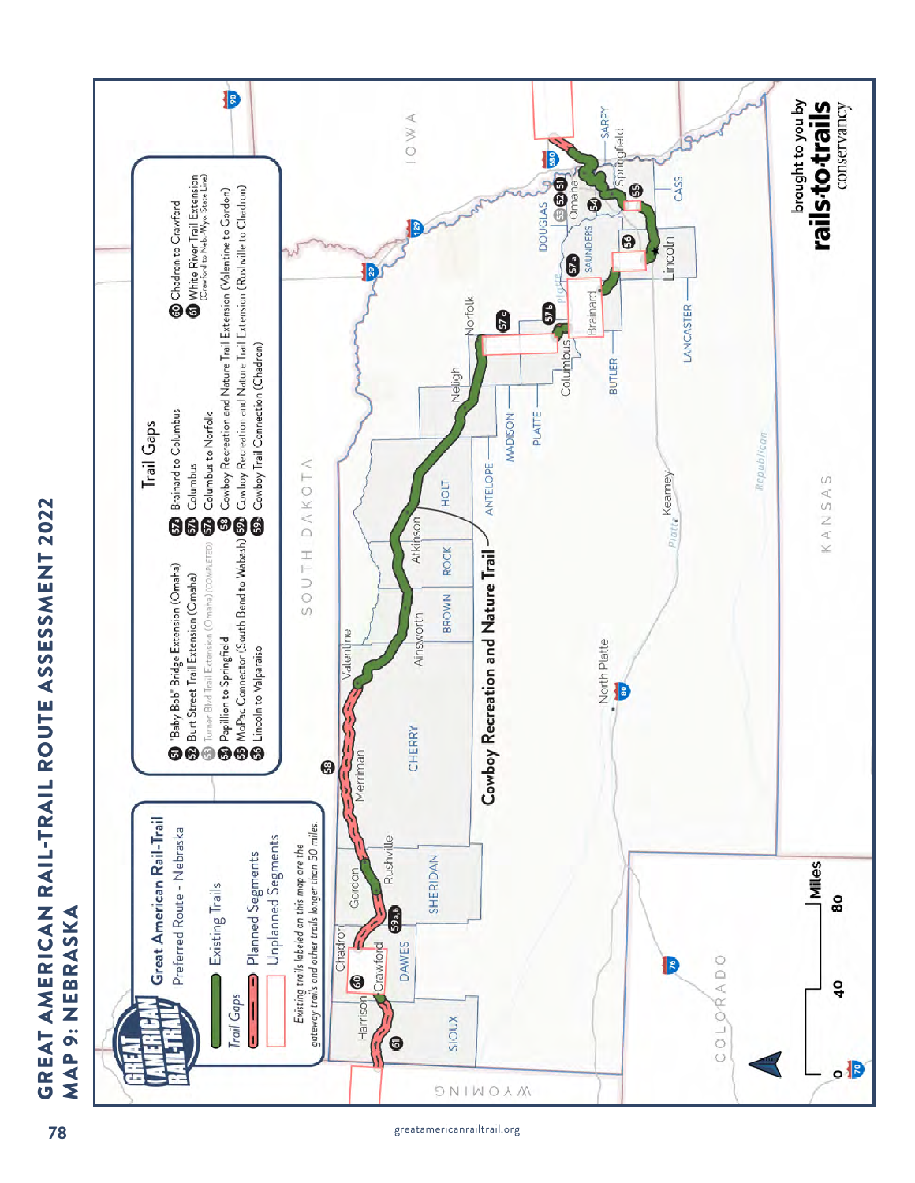# GREAT AMERICAN RAIL-TRAIL ROUTE ASSESSMENT 2022

## MAP 9: NEBRASKA

**Great American Rail-Trail**
Preferred Route - Nebraska

- Existing Trails
- Trail Gaps
  - Planned Segments
  - Unplanned Segments

*Existing trails labeled on this map are the gateway trails and other trails longer than 50 miles.*

### Trail Gaps

- 51 "Baby Bob" Bridge Extension (Omaha)
- 52 Burt Street Trail Extension (Omaha)
- 53 Turner Blvd Trail Extension (Omaha) (COMPLETED)
- 54 Papillion to Springfield
- 55 MoPac Connector (South Bend to Wabash)
- 56 Lincoln to Valparaiso
- 57a Brainard to Columbus
- 57b Columbus
- 57c Columbus to Norfolk
- 58 Cowboy Recreation and Nature Trail Extension (Valentine to Gordon)
- 59a Cowboy Recreation and Nature Trail Extension (Rushville to Chadron)
- 59b Cowboy Trail Connection (Chadron)
- 60 Chadron to Crawford
- 61 White River Trail Extension (Crawford to Neb.-Wyo. State Line)

Cowboy Recreation and Nature Trail

Miles: 0 40 80

brought to you by rails-to-trails conservancy

greatamericanrailtrail.org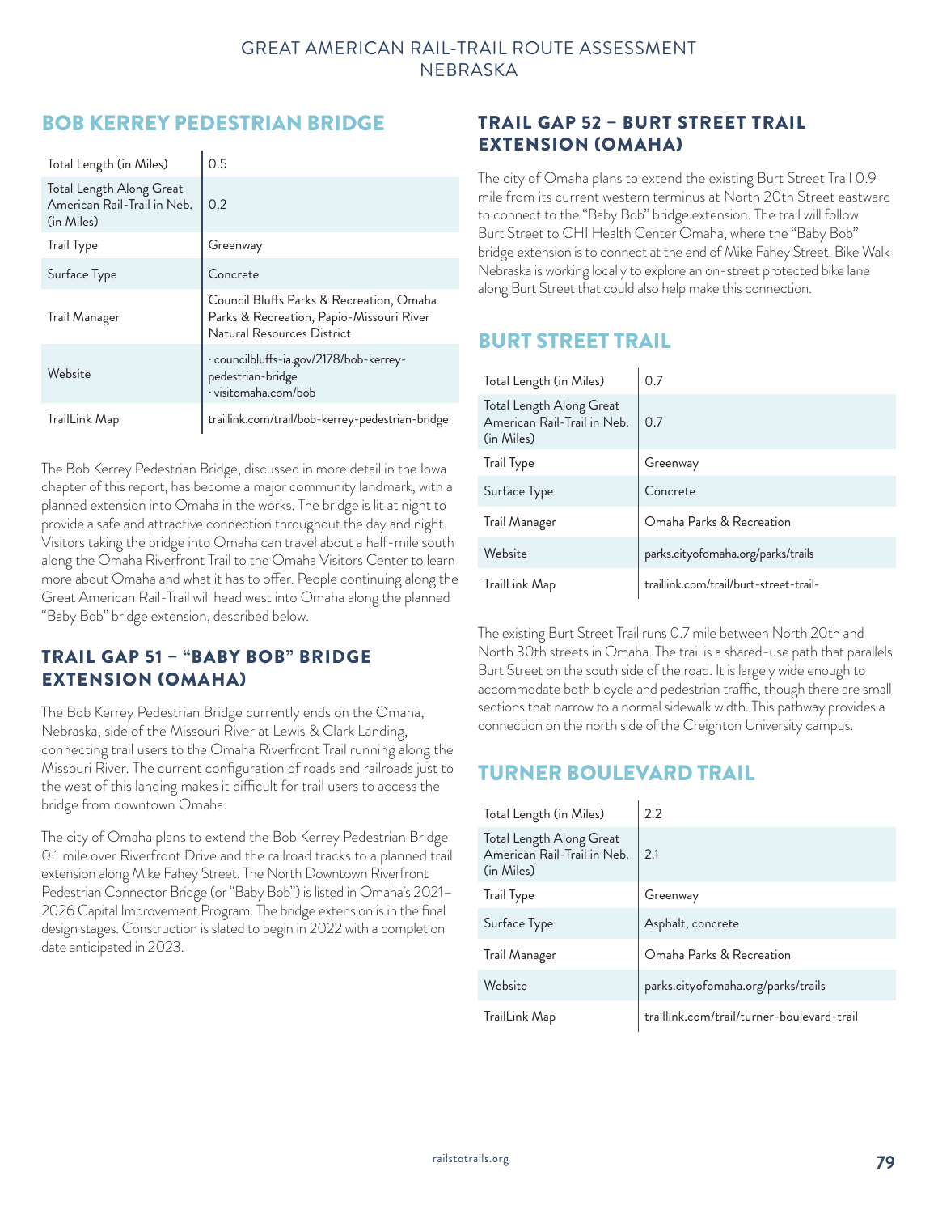## BOB KERREY PEDESTRIAN BRIDGE

| | |
|---|---|
| Total Length (in Miles) | 0.5 |
| Total Length Along Great American Rail-Trail in Neb. (in Miles) | 0.2 |
| Trail Type | Greenway |
| Surface Type | Concrete |
| Trail Manager | Council Bluffs Parks & Recreation, Omaha Parks & Recreation, Papio-Missouri River Natural Resources District |
| Website | · councilbluffs-ia.gov/2178/bob-kerrey-pedestrian-bridge<br>· visitomaha.com/bob |
| TrailLink Map | traillink.com/trail/bob-kerrey-pedestrian-bridge |

The Bob Kerrey Pedestrian Bridge, discussed in more detail in the Iowa chapter of this report, has become a major community landmark, with a planned extension into Omaha in the works. The bridge is lit at night to provide a safe and attractive connection throughout the day and night. Visitors taking the bridge into Omaha can travel about a half-mile south along the Omaha Riverfront Trail to the Omaha Visitors Center to learn more about Omaha and what it has to offer. People continuing along the Great American Rail-Trail will head west into Omaha along the planned "Baby Bob" bridge extension, described below.

### TRAIL GAP 51 – "BABY BOB" BRIDGE EXTENSION (OMAHA)

The Bob Kerrey Pedestrian Bridge currently ends on the Omaha, Nebraska, side of the Missouri River at Lewis & Clark Landing, connecting trail users to the Omaha Riverfront Trail running along the Missouri River. The current configuration of roads and railroads just to the west of this landing makes it difficult for trail users to access the bridge from downtown Omaha.

The city of Omaha plans to extend the Bob Kerrey Pedestrian Bridge 0.1 mile over Riverfront Drive and the railroad tracks to a planned trail extension along Mike Fahey Street. The North Downtown Riverfront Pedestrian Connector Bridge (or "Baby Bob") is listed in Omaha's 2021–2026 Capital Improvement Program. The bridge extension is in the final design stages. Construction is slated to begin in 2022 with a completion date anticipated in 2023.

### TRAIL GAP 52 – BURT STREET TRAIL EXTENSION (OMAHA)

The city of Omaha plans to extend the existing Burt Street Trail 0.9 mile from its current western terminus at North 20th Street eastward to connect to the "Baby Bob" bridge extension. The trail will follow Burt Street to CHI Health Center Omaha, where the "Baby Bob" bridge extension is to connect at the end of Mike Fahey Street. Bike Walk Nebraska is working locally to explore an on-street protected bike lane along Burt Street that could also help make this connection.

## BURT STREET TRAIL

| | |
|---|---|
| Total Length (in Miles) | 0.7 |
| Total Length Along Great American Rail-Trail in Neb. (in Miles) | 0.7 |
| Trail Type | Greenway |
| Surface Type | Concrete |
| Trail Manager | Omaha Parks & Recreation |
| Website | parks.cityofomaha.org/parks/trails |
| TrailLink Map | traillink.com/trail/burt-street-trail- |

The existing Burt Street Trail runs 0.7 mile between North 20th and North 30th streets in Omaha. The trail is a shared-use path that parallels Burt Street on the south side of the road. It is largely wide enough to accommodate both bicycle and pedestrian traffic, though there are small sections that narrow to a normal sidewalk width. This pathway provides a connection on the north side of the Creighton University campus.

## TURNER BOULEVARD TRAIL

| | |
|---|---|
| Total Length (in Miles) | 2.2 |
| Total Length Along Great American Rail-Trail in Neb. (in Miles) | 2.1 |
| Trail Type | Greenway |
| Surface Type | Asphalt, concrete |
| Trail Manager | Omaha Parks & Recreation |
| Website | parks.cityofomaha.org/parks/trails |
| TrailLink Map | traillink.com/trail/turner-boulevard-trail |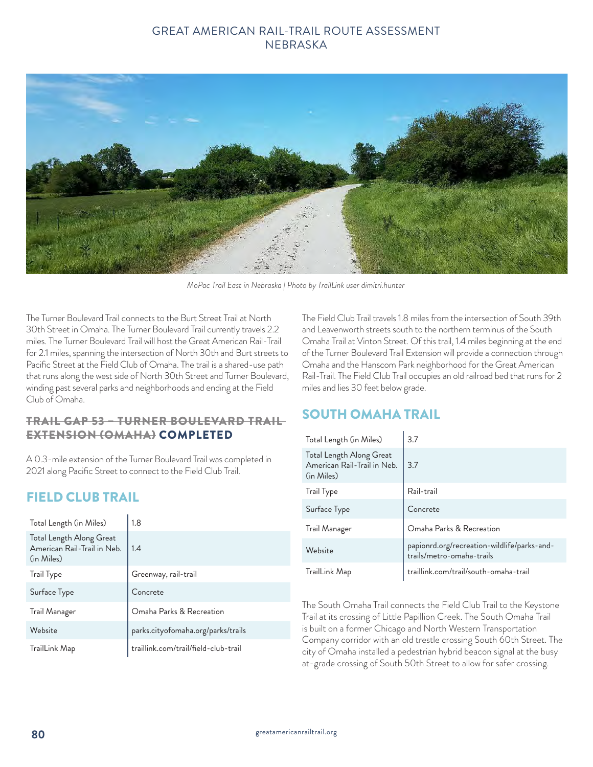*MoPac Trail East in Nebraska | Photo by TrailLink user dimitri.hunter*

The Turner Boulevard Trail connects to the Burt Street Trail at North 30th Street in Omaha. The Turner Boulevard Trail currently travels 2.2 miles. The Turner Boulevard Trail will host the Great American Rail-Trail for 2.1 miles, spanning the intersection of North 30th and Burt streets to Pacific Street at the Field Club of Omaha. The trail is a shared-use path that runs along the west side of North 30th Street and Turner Boulevard, winding past several parks and neighborhoods and ending at the Field Club of Omaha.

### ~~TRAIL GAP 53 – TURNER BOULEVARD TRAIL EXTENSION (OMAHA)~~ COMPLETED

A 0.3-mile extension of the Turner Boulevard Trail was completed in 2021 along Pacific Street to connect to the Field Club Trail.

## FIELD CLUB TRAIL

| | |
|---|---|
| Total Length (in Miles) | 1.8 |
| Total Length Along Great American Rail-Trail in Neb. (in Miles) | 1.4 |
| Trail Type | Greenway, rail-trail |
| Surface Type | Concrete |
| Trail Manager | Omaha Parks & Recreation |
| Website | parks.cityofomaha.org/parks/trails |
| TrailLink Map | traillink.com/trail/field-club-trail |

The Field Club Trail travels 1.8 miles from the intersection of South 39th and Leavenworth streets south to the northern terminus of the South Omaha Trail at Vinton Street. Of this trail, 1.4 miles beginning at the end of the Turner Boulevard Trail Extension will provide a connection through Omaha and the Hanscom Park neighborhood for the Great American Rail-Trail. The Field Club Trail occupies an old railroad bed that runs for 2 miles and lies 30 feet below grade.

## SOUTH OMAHA TRAIL

| | |
|---|---|
| Total Length (in Miles) | 3.7 |
| Total Length Along Great American Rail-Trail in Neb. (in Miles) | 3.7 |
| Trail Type | Rail-trail |
| Surface Type | Concrete |
| Trail Manager | Omaha Parks & Recreation |
| Website | papionrd.org/recreation-wildlife/parks-and-trails/metro-omaha-trails |
| TrailLink Map | traillink.com/trail/south-omaha-trail |

The South Omaha Trail connects the Field Club Trail to the Keystone Trail at its crossing of Little Papillion Creek. The South Omaha Trail is built on a former Chicago and North Western Transportation Company corridor with an old trestle crossing South 60th Street. The city of Omaha installed a pedestrian hybrid beacon signal at the busy at-grade crossing of South 50th Street to allow for safer crossing.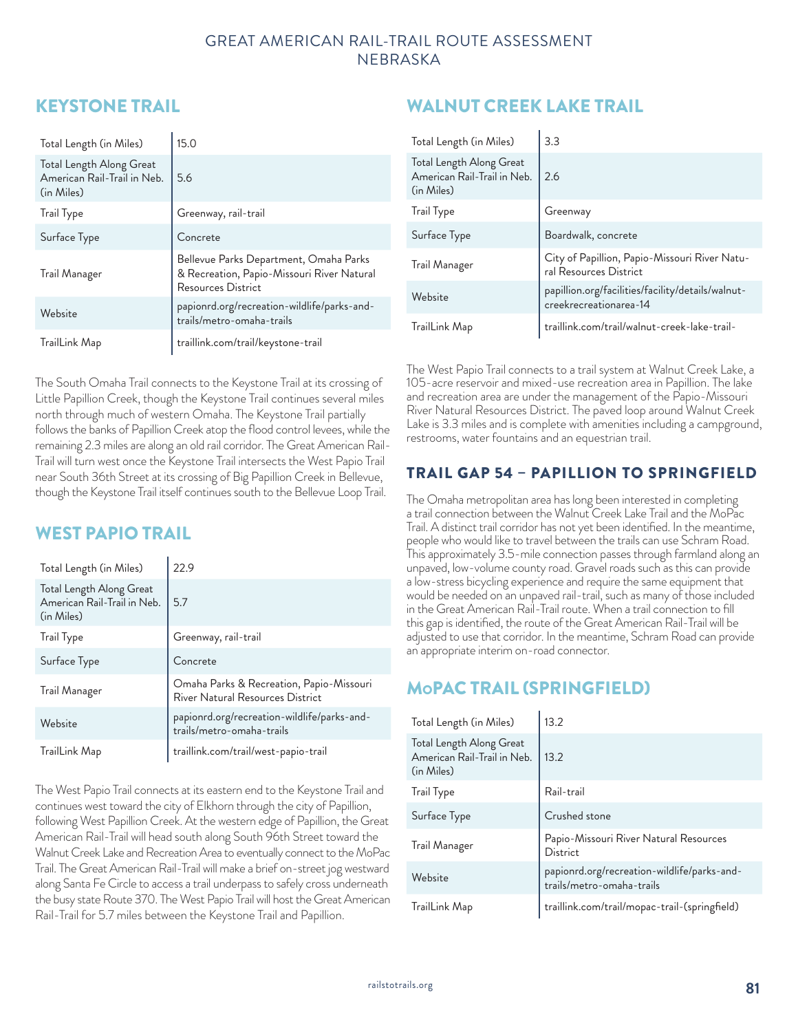## KEYSTONE TRAIL

| | |
|---|---|
| Total Length (in Miles) | 15.0 |
| Total Length Along Great American Rail-Trail in Neb. (in Miles) | 5.6 |
| Trail Type | Greenway, rail-trail |
| Surface Type | Concrete |
| Trail Manager | Bellevue Parks Department, Omaha Parks & Recreation, Papio-Missouri River Natural Resources District |
| Website | papionrd.org/recreation-wildlife/parks-and-trails/metro-omaha-trails |
| TrailLink Map | traillink.com/trail/keystone-trail |

The South Omaha Trail connects to the Keystone Trail at its crossing of Little Papillion Creek, though the Keystone Trail continues several miles north through much of western Omaha. The Keystone Trail partially follows the banks of Papillion Creek atop the flood control levees, while the remaining 2.3 miles are along an old rail corridor. The Great American Rail-Trail will turn west once the Keystone Trail intersects the West Papio Trail near South 36th Street at its crossing of Big Papillion Creek in Bellevue, though the Keystone Trail itself continues south to the Bellevue Loop Trail.

## WEST PAPIO TRAIL

| | |
|---|---|
| Total Length (in Miles) | 22.9 |
| Total Length Along Great American Rail-Trail in Neb. (in Miles) | 5.7 |
| Trail Type | Greenway, rail-trail |
| Surface Type | Concrete |
| Trail Manager | Omaha Parks & Recreation, Papio-Missouri River Natural Resources District |
| Website | papionrd.org/recreation-wildlife/parks-and-trails/metro-omaha-trails |
| TrailLink Map | traillink.com/trail/west-papio-trail |

The West Papio Trail connects at its eastern end to the Keystone Trail and continues west toward the city of Elkhorn through the city of Papillion, following West Papillion Creek. At the western edge of Papillion, the Great American Rail-Trail will head south along South 96th Street toward the Walnut Creek Lake and Recreation Area to eventually connect to the MoPac Trail. The Great American Rail-Trail will make a brief on-street jog westward along Santa Fe Circle to access a trail underpass to safely cross underneath the busy state Route 370. The West Papio Trail will host the Great American Rail-Trail for 5.7 miles between the Keystone Trail and Papillion.

## WALNUT CREEK LAKE TRAIL

| | |
|---|---|
| Total Length (in Miles) | 3.3 |
| Total Length Along Great American Rail-Trail in Neb. (in Miles) | 2.6 |
| Trail Type | Greenway |
| Surface Type | Boardwalk, concrete |
| Trail Manager | City of Papillion, Papio-Missouri River Natural Resources District |
| Website | papillion.org/facilities/facility/details/walnut-creekrecreationarea-14 |
| TrailLink Map | traillink.com/trail/walnut-creek-lake-trail- |

The West Papio Trail connects to a trail system at Walnut Creek Lake, a 105-acre reservoir and mixed-use recreation area in Papillion. The lake and recreation area are under the management of the Papio-Missouri River Natural Resources District. The paved loop around Walnut Creek Lake is 3.3 miles and is complete with amenities including a campground, restrooms, water fountains and an equestrian trail.

### TRAIL GAP 54 – PAPILLION TO SPRINGFIELD

The Omaha metropolitan area has long been interested in completing a trail connection between the Walnut Creek Lake Trail and the MoPac Trail. A distinct trail corridor has not yet been identified. In the meantime, people who would like to travel between the trails can use Schram Road. This approximately 3.5-mile connection passes through farmland along an unpaved, low-volume county road. Gravel roads such as this can provide a low-stress bicycling experience and require the same equipment that would be needed on an unpaved rail-trail, such as many of those included in the Great American Rail-Trail route. When a trail connection to fill this gap is identified, the route of the Great American Rail-Trail will be adjusted to use that corridor. In the meantime, Schram Road can provide an appropriate interim on-road connector.

## MoPAC TRAIL (SPRINGFIELD)

| | |
|---|---|
| Total Length (in Miles) | 13.2 |
| Total Length Along Great American Rail-Trail in Neb. (in Miles) | 13.2 |
| Trail Type | Rail-trail |
| Surface Type | Crushed stone |
| Trail Manager | Papio-Missouri River Natural Resources District |
| Website | papionrd.org/recreation-wildlife/parks-and-trails/metro-omaha-trails |
| TrailLink Map | traillink.com/trail/mopac-trail-(springfield) |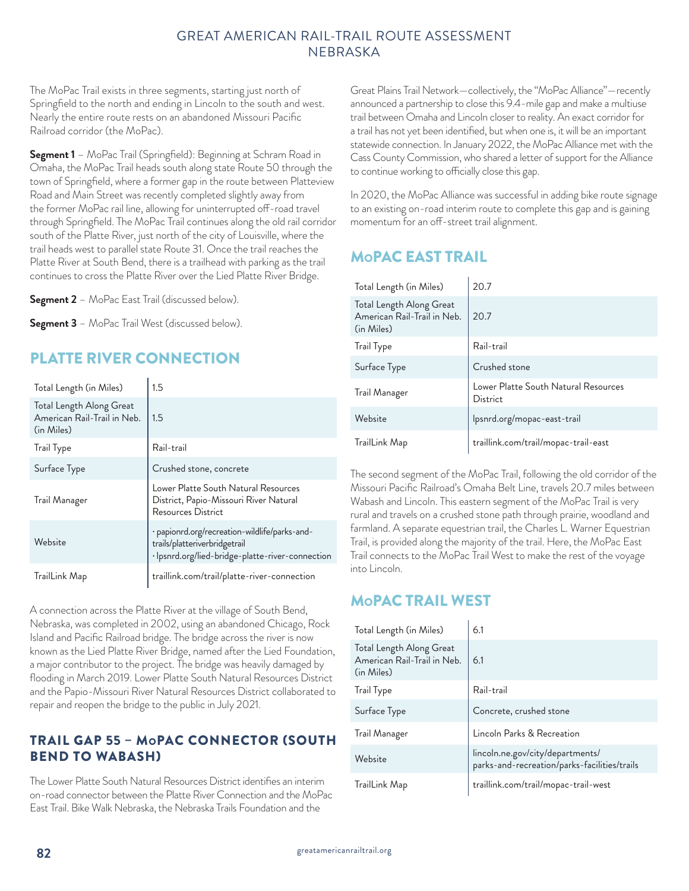The MoPac Trail exists in three segments, starting just north of Springfield to the north and ending in Lincoln to the south and west. Nearly the entire route rests on an abandoned Missouri Pacific Railroad corridor (the MoPac).

**Segment 1** – MoPac Trail (Springfield): Beginning at Schram Road in Omaha, the MoPac Trail heads south along state Route 50 through the town of Springfield, where a former gap in the route between Platteview Road and Main Street was recently completed slightly away from the former MoPac rail line, allowing for uninterrupted off-road travel through Springfield. The MoPac Trail continues along the old rail corridor south of the Platte River, just north of the city of Louisville, where the trail heads west to parallel state Route 31. Once the trail reaches the Platte River at South Bend, there is a trailhead with parking as the trail continues to cross the Platte River over the Lied Platte River Bridge.

**Segment 2** – MoPac East Trail (discussed below).

**Segment 3** – MoPac Trail West (discussed below).

## PLATTE RIVER CONNECTION

| | |
|---|---|
| Total Length (in Miles) | 1.5 |
| Total Length Along Great American Rail-Trail in Neb. (in Miles) | 1.5 |
| Trail Type | Rail-trail |
| Surface Type | Crushed stone, concrete |
| Trail Manager | Lower Platte South Natural Resources District, Papio-Missouri River Natural Resources District |
| Website | · papionrd.org/recreation-wildlife/parks-and-trails/platteriverbridgetrail<br>· lpsnrd.org/lied-bridge-platte-river-connection |
| TrailLink Map | traillink.com/trail/platte-river-connection |

A connection across the Platte River at the village of South Bend, Nebraska, was completed in 2002, using an abandoned Chicago, Rock Island and Pacific Railroad bridge. The bridge across the river is now known as the Lied Platte River Bridge, named after the Lied Foundation, a major contributor to the project. The bridge was heavily damaged by flooding in March 2019. Lower Platte South Natural Resources District and the Papio-Missouri River Natural Resources District collaborated to repair and reopen the bridge to the public in July 2021.

### TRAIL GAP 55 – MoPAC CONNECTOR (SOUTH BEND TO WABASH)

The Lower Platte South Natural Resources District identifies an interim on-road connector between the Platte River Connection and the MoPac East Trail. Bike Walk Nebraska, the Nebraska Trails Foundation and the Great Plains Trail Network—collectively, the "MoPac Alliance"—recently announced a partnership to close this 9.4-mile gap and make a multiuse trail between Omaha and Lincoln closer to reality. An exact corridor for a trail has not yet been identified, but when one is, it will be an important statewide connection. In January 2022, the MoPac Alliance met with the Cass County Commission, who shared a letter of support for the Alliance to continue working to officially close this gap.

In 2020, the MoPac Alliance was successful in adding bike route signage to an existing on-road interim route to complete this gap and is gaining momentum for an off-street trail alignment.

## MoPAC EAST TRAIL

| | |
|---|---|
| Total Length (in Miles) | 20.7 |
| Total Length Along Great American Rail-Trail in Neb. (in Miles) | 20.7 |
| Trail Type | Rail-trail |
| Surface Type | Crushed stone |
| Trail Manager | Lower Platte South Natural Resources District |
| Website | lpsnrd.org/mopac-east-trail |
| TrailLink Map | traillink.com/trail/mopac-trail-east |

The second segment of the MoPac Trail, following the old corridor of the Missouri Pacific Railroad's Omaha Belt Line, travels 20.7 miles between Wabash and Lincoln. This eastern segment of the MoPac Trail is very rural and travels on a crushed stone path through prairie, woodland and farmland. A separate equestrian trail, the Charles L. Warner Equestrian Trail, is provided along the majority of the trail. Here, the MoPac East Trail connects to the MoPac Trail West to make the rest of the voyage into Lincoln.

## MoPAC TRAIL WEST

| | |
|---|---|
| Total Length (in Miles) | 6.1 |
| Total Length Along Great American Rail-Trail in Neb. (in Miles) | 6.1 |
| Trail Type | Rail-trail |
| Surface Type | Concrete, crushed stone |
| Trail Manager | Lincoln Parks & Recreation |
| Website | lincoln.ne.gov/city/departments/parks-and-recreation/parks-facilities/trails |
| TrailLink Map | traillink.com/trail/mopac-trail-west |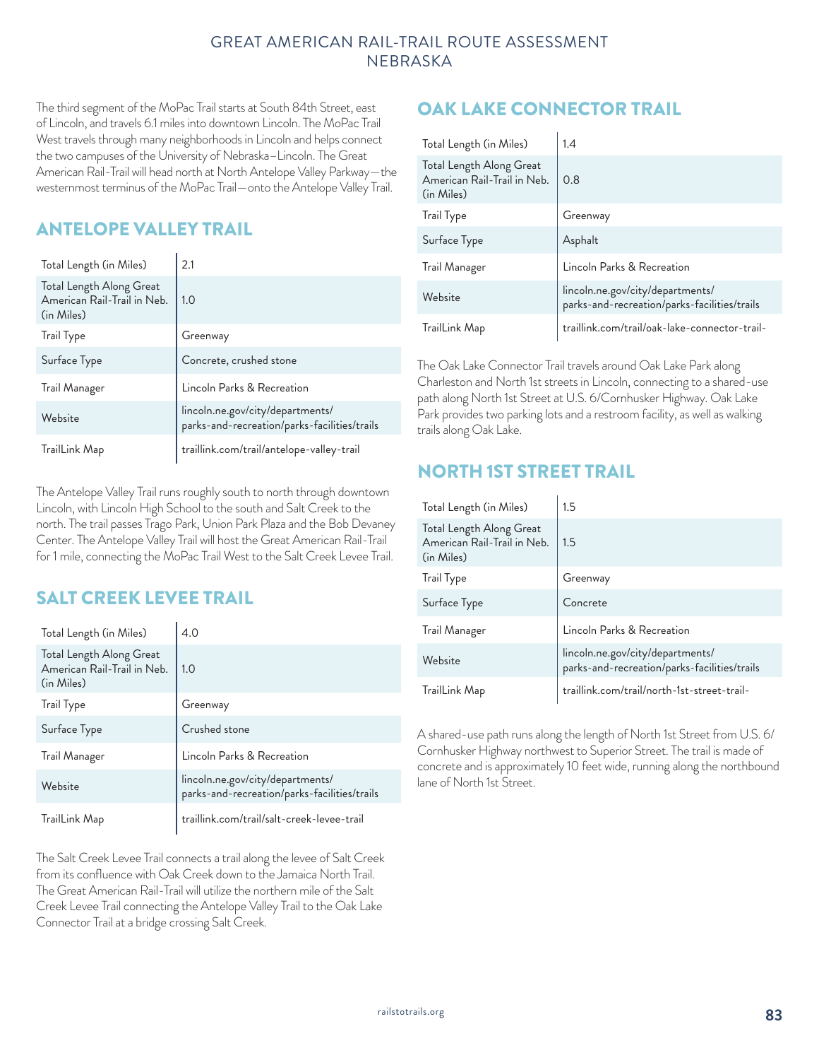The third segment of the MoPac Trail starts at South 84th Street, east of Lincoln, and travels 6.1 miles into downtown Lincoln. The MoPac Trail West travels through many neighborhoods in Lincoln and helps connect the two campuses of the University of Nebraska–Lincoln. The Great American Rail-Trail will head north at North Antelope Valley Parkway—the westernmost terminus of the MoPac Trail—onto the Antelope Valley Trail.

## ANTELOPE VALLEY TRAIL

| | |
|---|---|
| Total Length (in Miles) | 2.1 |
| Total Length Along Great American Rail-Trail in Neb. (in Miles) | 1.0 |
| Trail Type | Greenway |
| Surface Type | Concrete, crushed stone |
| Trail Manager | Lincoln Parks & Recreation |
| Website | lincoln.ne.gov/city/departments/parks-and-recreation/parks-facilities/trails |
| TrailLink Map | traillink.com/trail/antelope-valley-trail |

The Antelope Valley Trail runs roughly south to north through downtown Lincoln, with Lincoln High School to the south and Salt Creek to the north. The trail passes Trago Park, Union Park Plaza and the Bob Devaney Center. The Antelope Valley Trail will host the Great American Rail-Trail for 1 mile, connecting the MoPac Trail West to the Salt Creek Levee Trail.

## SALT CREEK LEVEE TRAIL

| | |
|---|---|
| Total Length (in Miles) | 4.0 |
| Total Length Along Great American Rail-Trail in Neb. (in Miles) | 1.0 |
| Trail Type | Greenway |
| Surface Type | Crushed stone |
| Trail Manager | Lincoln Parks & Recreation |
| Website | lincoln.ne.gov/city/departments/parks-and-recreation/parks-facilities/trails |
| TrailLink Map | traillink.com/trail/salt-creek-levee-trail |

The Salt Creek Levee Trail connects a trail along the levee of Salt Creek from its confluence with Oak Creek down to the Jamaica North Trail. The Great American Rail-Trail will utilize the northern mile of the Salt Creek Levee Trail connecting the Antelope Valley Trail to the Oak Lake Connector Trail at a bridge crossing Salt Creek.

## OAK LAKE CONNECTOR TRAIL

| | |
|---|---|
| Total Length (in Miles) | 1.4 |
| Total Length Along Great American Rail-Trail in Neb. (in Miles) | 0.8 |
| Trail Type | Greenway |
| Surface Type | Asphalt |
| Trail Manager | Lincoln Parks & Recreation |
| Website | lincoln.ne.gov/city/departments/parks-and-recreation/parks-facilities/trails |
| TrailLink Map | traillink.com/trail/oak-lake-connector-trail- |

The Oak Lake Connector Trail travels around Oak Lake Park along Charleston and North 1st streets in Lincoln, connecting to a shared-use path along North 1st Street at U.S. 6/Cornhusker Highway. Oak Lake Park provides two parking lots and a restroom facility, as well as walking trails along Oak Lake.

## NORTH 1ST STREET TRAIL

| | |
|---|---|
| Total Length (in Miles) | 1.5 |
| Total Length Along Great American Rail-Trail in Neb. (in Miles) | 1.5 |
| Trail Type | Greenway |
| Surface Type | Concrete |
| Trail Manager | Lincoln Parks & Recreation |
| Website | lincoln.ne.gov/city/departments/parks-and-recreation/parks-facilities/trails |
| TrailLink Map | traillink.com/trail/north-1st-street-trail- |

A shared-use path runs along the length of North 1st Street from U.S. 6/Cornhusker Highway northwest to Superior Street. The trail is made of concrete and is approximately 10 feet wide, running along the northbound lane of North 1st Street.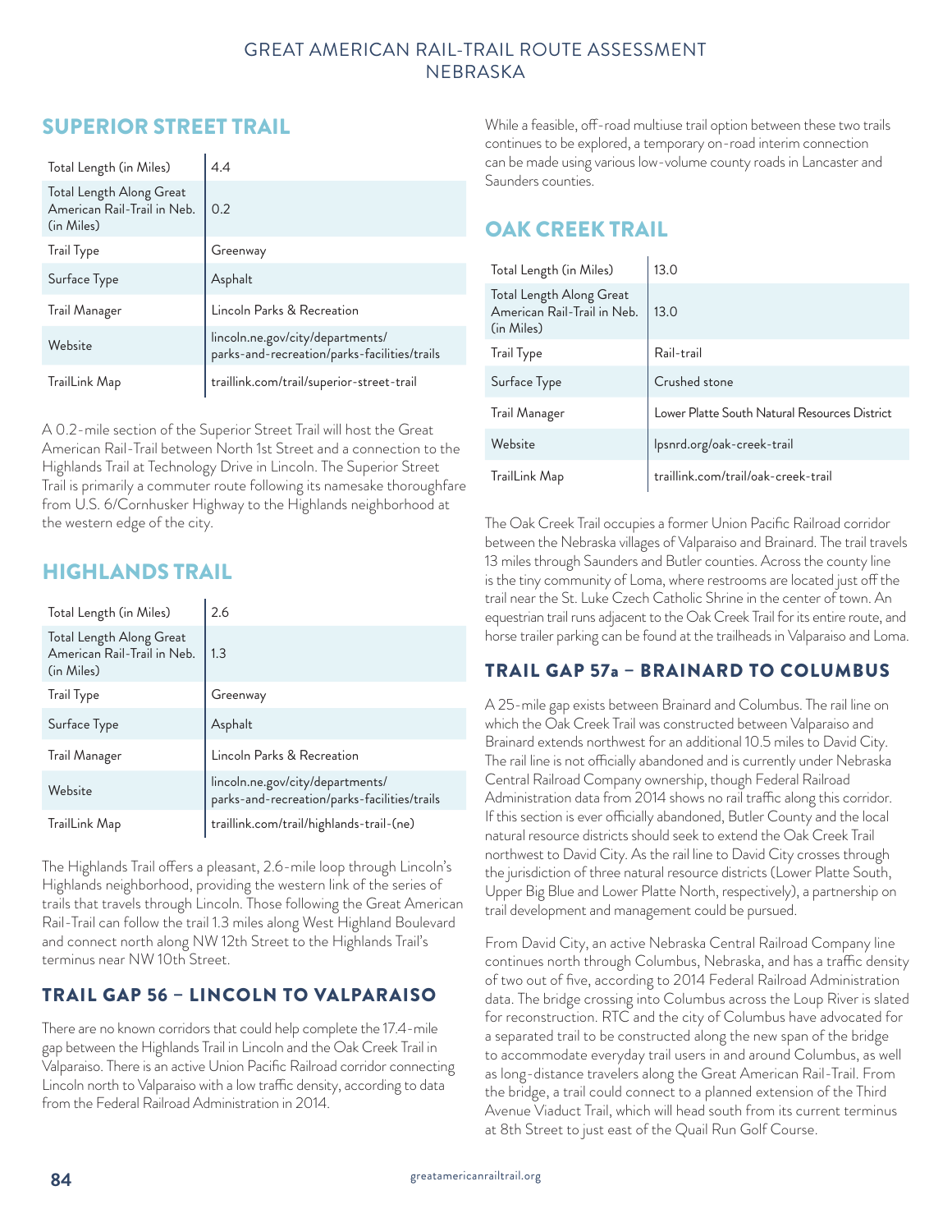## SUPERIOR STREET TRAIL

| | |
|---|---|
| Total Length (in Miles) | 4.4 |
| Total Length Along Great American Rail-Trail in Neb. (in Miles) | 0.2 |
| Trail Type | Greenway |
| Surface Type | Asphalt |
| Trail Manager | Lincoln Parks & Recreation |
| Website | lincoln.ne.gov/city/departments/parks-and-recreation/parks-facilities/trails |
| TrailLink Map | traillink.com/trail/superior-street-trail |

A 0.2-mile section of the Superior Street Trail will host the Great American Rail-Trail between North 1st Street and a connection to the Highlands Trail at Technology Drive in Lincoln. The Superior Street Trail is primarily a commuter route following its namesake thoroughfare from U.S. 6/Cornhusker Highway to the Highlands neighborhood at the western edge of the city.

## HIGHLANDS TRAIL

| | |
|---|---|
| Total Length (in Miles) | 2.6 |
| Total Length Along Great American Rail-Trail in Neb. (in Miles) | 1.3 |
| Trail Type | Greenway |
| Surface Type | Asphalt |
| Trail Manager | Lincoln Parks & Recreation |
| Website | lincoln.ne.gov/city/departments/parks-and-recreation/parks-facilities/trails |
| TrailLink Map | traillink.com/trail/highlands-trail-(ne) |

The Highlands Trail offers a pleasant, 2.6-mile loop through Lincoln's Highlands neighborhood, providing the western link of the series of trails that travels through Lincoln. Those following the Great American Rail-Trail can follow the trail 1.3 miles along West Highland Boulevard and connect north along NW 12th Street to the Highlands Trail's terminus near NW 10th Street.

### TRAIL GAP 56 – LINCOLN TO VALPARAISO

There are no known corridors that could help complete the 17.4-mile gap between the Highlands Trail in Lincoln and the Oak Creek Trail in Valparaiso. There is an active Union Pacific Railroad corridor connecting Lincoln north to Valparaiso with a low traffic density, according to data from the Federal Railroad Administration in 2014.

While a feasible, off-road multiuse trail option between these two trails continues to be explored, a temporary on-road interim connection can be made using various low-volume county roads in Lancaster and Saunders counties.

## OAK CREEK TRAIL

| | |
|---|---|
| Total Length (in Miles) | 13.0 |
| Total Length Along Great American Rail-Trail in Neb. (in Miles) | 13.0 |
| Trail Type | Rail-trail |
| Surface Type | Crushed stone |
| Trail Manager | Lower Platte South Natural Resources District |
| Website | lpsnrd.org/oak-creek-trail |
| TrailLink Map | traillink.com/trail/oak-creek-trail |

The Oak Creek Trail occupies a former Union Pacific Railroad corridor between the Nebraska villages of Valparaiso and Brainard. The trail travels 13 miles through Saunders and Butler counties. Across the county line is the tiny community of Loma, where restrooms are located just off the trail near the St. Luke Czech Catholic Shrine in the center of town. An equestrian trail runs adjacent to the Oak Creek Trail for its entire route, and horse trailer parking can be found at the trailheads in Valparaiso and Loma.

### TRAIL GAP 57a – BRAINARD TO COLUMBUS

A 25-mile gap exists between Brainard and Columbus. The rail line on which the Oak Creek Trail was constructed between Valparaiso and Brainard extends northwest for an additional 10.5 miles to David City. The rail line is not officially abandoned and is currently under Nebraska Central Railroad Company ownership, though Federal Railroad Administration data from 2014 shows no rail traffic along this corridor. If this section is ever officially abandoned, Butler County and the local natural resource districts should seek to extend the Oak Creek Trail northwest to David City. As the rail line to David City crosses through the jurisdiction of three natural resource districts (Lower Platte South, Upper Big Blue and Lower Platte North, respectively), a partnership on trail development and management could be pursued.

From David City, an active Nebraska Central Railroad Company line continues north through Columbus, Nebraska, and has a traffic density of two out of five, according to 2014 Federal Railroad Administration data. The bridge crossing into Columbus across the Loup River is slated for reconstruction. RTC and the city of Columbus have advocated for a separated trail to be constructed along the new span of the bridge to accommodate everyday trail users in and around Columbus, as well as long-distance travelers along the Great American Rail-Trail. From the bridge, a trail could connect to a planned extension of the Third Avenue Viaduct Trail, which will head south from its current terminus at 8th Street to just east of the Quail Run Golf Course.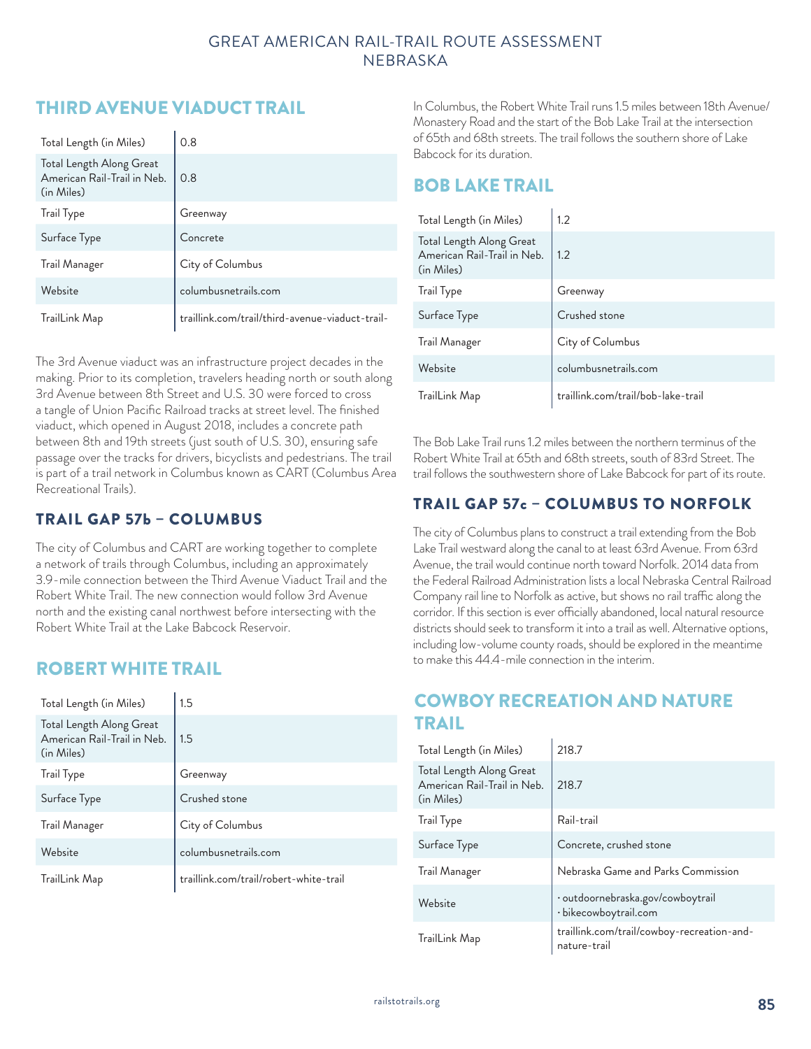## THIRD AVENUE VIADUCT TRAIL

| | |
|---|---|
| Total Length (in Miles) | 0.8 |
| Total Length Along Great American Rail-Trail in Neb. (in Miles) | 0.8 |
| Trail Type | Greenway |
| Surface Type | Concrete |
| Trail Manager | City of Columbus |
| Website | columbusnetrails.com |
| TrailLink Map | traillink.com/trail/third-avenue-viaduct-trail- |

The 3rd Avenue viaduct was an infrastructure project decades in the making. Prior to its completion, travelers heading north or south along 3rd Avenue between 8th Street and U.S. 30 were forced to cross a tangle of Union Pacific Railroad tracks at street level. The finished viaduct, which opened in August 2018, includes a concrete path between 8th and 19th streets (just south of U.S. 30), ensuring safe passage over the tracks for drivers, bicyclists and pedestrians. The trail is part of a trail network in Columbus known as CART (Columbus Area Recreational Trails).

### TRAIL GAP 57b – COLUMBUS

The city of Columbus and CART are working together to complete a network of trails through Columbus, including an approximately 3.9-mile connection between the Third Avenue Viaduct Trail and the Robert White Trail. The new connection would follow 3rd Avenue north and the existing canal northwest before intersecting with the Robert White Trail at the Lake Babcock Reservoir.

## ROBERT WHITE TRAIL

| | |
|---|---|
| Total Length (in Miles) | 1.5 |
| Total Length Along Great American Rail-Trail in Neb. (in Miles) | 1.5 |
| Trail Type | Greenway |
| Surface Type | Crushed stone |
| Trail Manager | City of Columbus |
| Website | columbusnetrails.com |
| TrailLink Map | traillink.com/trail/robert-white-trail |

In Columbus, the Robert White Trail runs 1.5 miles between 18th Avenue/Monastery Road and the start of the Bob Lake Trail at the intersection of 65th and 68th streets. The trail follows the southern shore of Lake Babcock for its duration.

## BOB LAKE TRAIL

| | |
|---|---|
| Total Length (in Miles) | 1.2 |
| Total Length Along Great American Rail-Trail in Neb. (in Miles) | 1.2 |
| Trail Type | Greenway |
| Surface Type | Crushed stone |
| Trail Manager | City of Columbus |
| Website | columbusnetrails.com |
| TrailLink Map | traillink.com/trail/bob-lake-trail |

The Bob Lake Trail runs 1.2 miles between the northern terminus of the Robert White Trail at 65th and 68th streets, south of 83rd Street. The trail follows the southwestern shore of Lake Babcock for part of its route.

### TRAIL GAP 57c – COLUMBUS TO NORFOLK

The city of Columbus plans to construct a trail extending from the Bob Lake Trail westward along the canal to at least 63rd Avenue. From 63rd Avenue, the trail would continue north toward Norfolk. 2014 data from the Federal Railroad Administration lists a local Nebraska Central Railroad Company rail line to Norfolk as active, but shows no rail traffic along the corridor. If this section is ever officially abandoned, local natural resource districts should seek to transform it into a trail as well. Alternative options, including low-volume county roads, should be explored in the meantime to make this 44.4-mile connection in the interim.

## COWBOY RECREATION AND NATURE TRAIL

| | |
|---|---|
| Total Length (in Miles) | 218.7 |
| Total Length Along Great American Rail-Trail in Neb. (in Miles) | 218.7 |
| Trail Type | Rail-trail |
| Surface Type | Concrete, crushed stone |
| Trail Manager | Nebraska Game and Parks Commission |
| Website | · outdoornebraska.gov/cowboytrail<br>· bikecowboytrail.com |
| TrailLink Map | traillink.com/trail/cowboy-recreation-and-nature-trail |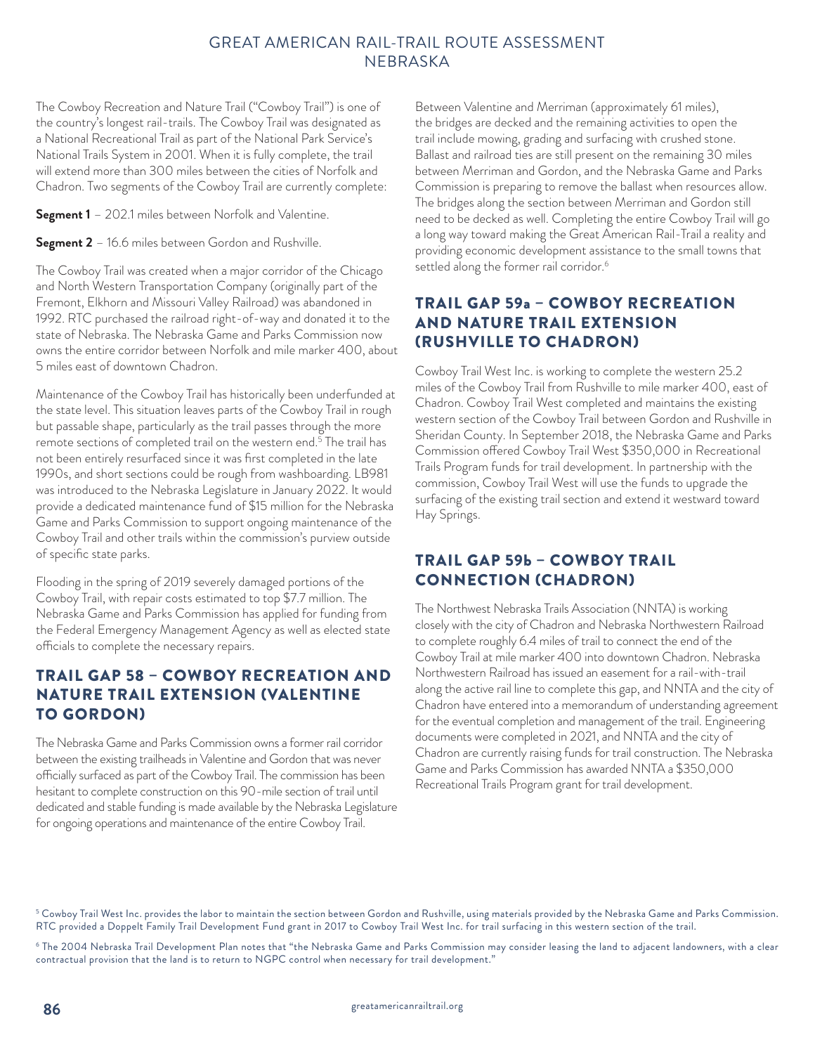The Cowboy Recreation and Nature Trail ("Cowboy Trail") is one of the country's longest rail-trails. The Cowboy Trail was designated as a National Recreational Trail as part of the National Park Service's National Trails System in 2001. When it is fully complete, the trail will extend more than 300 miles between the cities of Norfolk and Chadron. Two segments of the Cowboy Trail are currently complete:

**Segment 1** – 202.1 miles between Norfolk and Valentine.

**Segment 2** – 16.6 miles between Gordon and Rushville.

The Cowboy Trail was created when a major corridor of the Chicago and North Western Transportation Company (originally part of the Fremont, Elkhorn and Missouri Valley Railroad) was abandoned in 1992. RTC purchased the railroad right-of-way and donated it to the state of Nebraska. The Nebraska Game and Parks Commission now owns the entire corridor between Norfolk and mile marker 400, about 5 miles east of downtown Chadron.

Maintenance of the Cowboy Trail has historically been underfunded at the state level. This situation leaves parts of the Cowboy Trail in rough but passable shape, particularly as the trail passes through the more remote sections of completed trail on the western end.[5] The trail has not been entirely resurfaced since it was first completed in the late 1990s, and short sections could be rough from washboarding. LB981 was introduced to the Nebraska Legislature in January 2022. It would provide a dedicated maintenance fund of $15 million for the Nebraska Game and Parks Commission to support ongoing maintenance of the Cowboy Trail and other trails within the commission's purview outside of specific state parks.

Flooding in the spring of 2019 severely damaged portions of the Cowboy Trail, with repair costs estimated to top $7.7 million. The Nebraska Game and Parks Commission has applied for funding from the Federal Emergency Management Agency as well as elected state officials to complete the necessary repairs.

## TRAIL GAP 58 – COWBOY RECREATION AND NATURE TRAIL EXTENSION (VALENTINE TO GORDON)

The Nebraska Game and Parks Commission owns a former rail corridor between the existing trailheads in Valentine and Gordon that was never officially surfaced as part of the Cowboy Trail. The commission has been hesitant to complete construction on this 90-mile section of trail until dedicated and stable funding is made available by the Nebraska Legislature for ongoing operations and maintenance of the entire Cowboy Trail.

Between Valentine and Merriman (approximately 61 miles), the bridges are decked and the remaining activities to open the trail include mowing, grading and surfacing with crushed stone. Ballast and railroad ties are still present on the remaining 30 miles between Merriman and Gordon, and the Nebraska Game and Parks Commission is preparing to remove the ballast when resources allow. The bridges along the section between Merriman and Gordon still need to be decked as well. Completing the entire Cowboy Trail will go a long way toward making the Great American Rail-Trail a reality and providing economic development assistance to the small towns that settled along the former rail corridor.[6]

## TRAIL GAP 59a – COWBOY RECREATION AND NATURE TRAIL EXTENSION (RUSHVILLE TO CHADRON)

Cowboy Trail West Inc. is working to complete the western 25.2 miles of the Cowboy Trail from Rushville to mile marker 400, east of Chadron. Cowboy Trail West completed and maintains the existing western section of the Cowboy Trail between Gordon and Rushville in Sheridan County. In September 2018, the Nebraska Game and Parks Commission offered Cowboy Trail West $350,000 in Recreational Trails Program funds for trail development. In partnership with the commission, Cowboy Trail West will use the funds to upgrade the surfacing of the existing trail section and extend it westward toward Hay Springs.

## TRAIL GAP 59b – COWBOY TRAIL CONNECTION (CHADRON)

The Northwest Nebraska Trails Association (NNTA) is working closely with the city of Chadron and Nebraska Northwestern Railroad to complete roughly 6.4 miles of trail to connect the end of the Cowboy Trail at mile marker 400 into downtown Chadron. Nebraska Northwestern Railroad has issued an easement for a rail-with-trail along the active rail line to complete this gap, and NNTA and the city of Chadron have entered into a memorandum of understanding agreement for the eventual completion and management of the trail. Engineering documents were completed in 2021, and NNTA and the city of Chadron are currently raising funds for trail construction. The Nebraska Game and Parks Commission has awarded NNTA a $350,000 Recreational Trails Program grant for trail development.

[5] Cowboy Trail West Inc. provides the labor to maintain the section between Gordon and Rushville, using materials provided by the Nebraska Game and Parks Commission. RTC provided a Doppelt Family Trail Development Fund grant in 2017 to Cowboy Trail West Inc. for trail surfacing in this western section of the trail.

[6] The 2004 Nebraska Trail Development Plan notes that "the Nebraska Game and Parks Commission may consider leasing the land to adjacent landowners, with a clear contractual provision that the land is to return to NGPC control when necessary for trail development."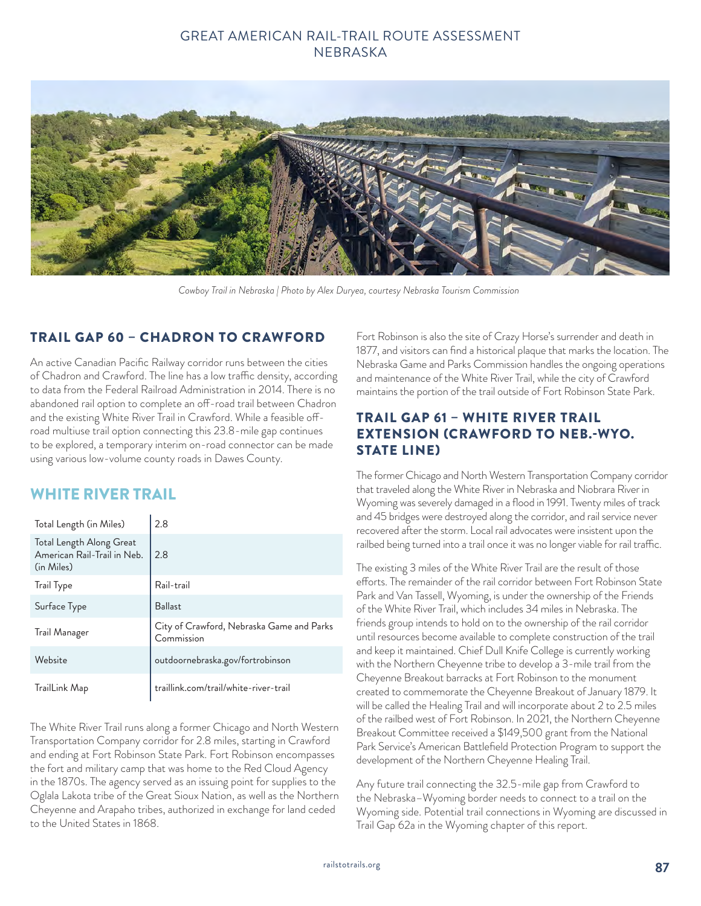*Cowboy Trail in Nebraska | Photo by Alex Duryea, courtesy Nebraska Tourism Commission*

## TRAIL GAP 60 – CHADRON TO CRAWFORD

An active Canadian Pacific Railway corridor runs between the cities of Chadron and Crawford. The line has a low traffic density, according to data from the Federal Railroad Administration in 2014. There is no abandoned rail option to complete an off-road trail between Chadron and the existing White River Trail in Crawford. While a feasible off-road multiuse trail option connecting this 23.8-mile gap continues to be explored, a temporary interim on-road connector can be made using various low-volume county roads in Dawes County.

## WHITE RIVER TRAIL

| | |
|---|---|
| Total Length (in Miles) | 2.8 |
| Total Length Along Great American Rail-Trail in Neb. (in Miles) | 2.8 |
| Trail Type | Rail-trail |
| Surface Type | Ballast |
| Trail Manager | City of Crawford, Nebraska Game and Parks Commission |
| Website | outdoornebraska.gov/fortrobinson |
| TrailLink Map | traillink.com/trail/white-river-trail |

The White River Trail runs along a former Chicago and North Western Transportation Company corridor for 2.8 miles, starting in Crawford and ending at Fort Robinson State Park. Fort Robinson encompasses the fort and military camp that was home to the Red Cloud Agency in the 1870s. The agency served as an issuing point for supplies to the Oglala Lakota tribe of the Great Sioux Nation, as well as the Northern Cheyenne and Arapaho tribes, authorized in exchange for land ceded to the United States in 1868.

Fort Robinson is also the site of Crazy Horse's surrender and death in 1877, and visitors can find a historical plaque that marks the location. The Nebraska Game and Parks Commission handles the ongoing operations and maintenance of the White River Trail, while the city of Crawford maintains the portion of the trail outside of Fort Robinson State Park.

## TRAIL GAP 61 – WHITE RIVER TRAIL EXTENSION (CRAWFORD TO NEB.-WYO. STATE LINE)

The former Chicago and North Western Transportation Company corridor that traveled along the White River in Nebraska and Niobrara River in Wyoming was severely damaged in a flood in 1991. Twenty miles of track and 45 bridges were destroyed along the corridor, and rail service never recovered after the storm. Local rail advocates were insistent upon the railbed being turned into a trail once it was no longer viable for rail traffic.

The existing 3 miles of the White River Trail are the result of those efforts. The remainder of the rail corridor between Fort Robinson State Park and Van Tassell, Wyoming, is under the ownership of the Friends of the White River Trail, which includes 34 miles in Nebraska. The friends group intends to hold on to the ownership of the rail corridor until resources become available to complete construction of the trail and keep it maintained. Chief Dull Knife College is currently working with the Northern Cheyenne tribe to develop a 3-mile trail from the Cheyenne Breakout barracks at Fort Robinson to the monument created to commemorate the Cheyenne Breakout of January 1879. It will be called the Healing Trail and will incorporate about 2 to 2.5 miles of the railbed west of Fort Robinson. In 2021, the Northern Cheyenne Breakout Committee received a $149,500 grant from the National Park Service's American Battlefield Protection Program to support the development of the Northern Cheyenne Healing Trail.

Any future trail connecting the 32.5-mile gap from Crawford to the Nebraska–Wyoming border needs to connect to a trail on the Wyoming side. Potential trail connections in Wyoming are discussed in Trail Gap 62a in the Wyoming chapter of this report.